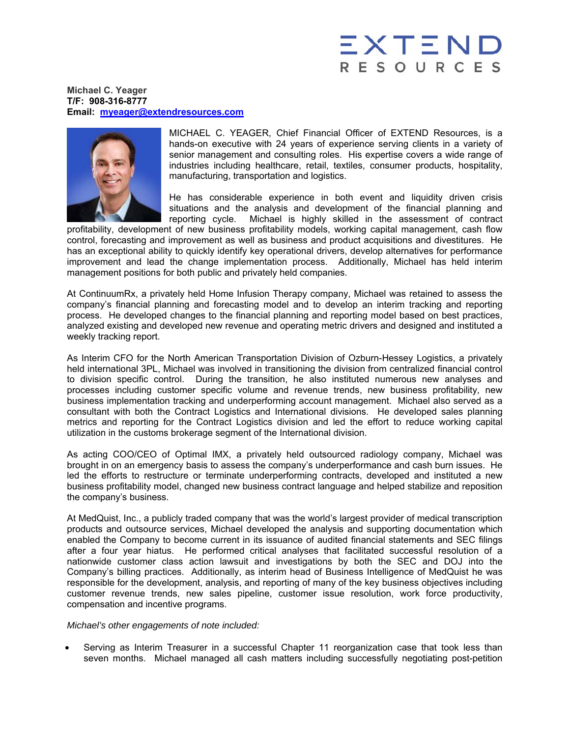EXTEND RESOURCES

**Michael C. Yeager**
**T/F: 908-316-8777**
**Email: [myeager@extendresources.com](mailto:myeager@extendresources.com)**

MICHAEL C. YEAGER, Chief Financial Officer of EXTEND Resources, is a hands-on executive with 24 years of experience serving clients in a variety of senior management and consulting roles. His expertise covers a wide range of industries including healthcare, retail, textiles, consumer products, hospitality, manufacturing, transportation and logistics.

He has considerable experience in both event and liquidity driven crisis situations and the analysis and development of the financial planning and reporting cycle. Michael is highly skilled in the assessment of contract profitability, development of new business profitability models, working capital management, cash flow control, forecasting and improvement as well as business and product acquisitions and divestitures. He has an exceptional ability to quickly identify key operational drivers, develop alternatives for performance improvement and lead the change implementation process. Additionally, Michael has held interim management positions for both public and privately held companies.

At ContinuumRx, a privately held Home Infusion Therapy company, Michael was retained to assess the company's financial planning and forecasting model and to develop an interim tracking and reporting process. He developed changes to the financial planning and reporting model based on best practices, analyzed existing and developed new revenue and operating metric drivers and designed and instituted a weekly tracking report.

As Interim CFO for the North American Transportation Division of Ozburn-Hessey Logistics, a privately held international 3PL, Michael was involved in transitioning the division from centralized financial control to division specific control. During the transition, he also instituted numerous new analyses and processes including customer specific volume and revenue trends, new business profitability, new business implementation tracking and underperforming account management. Michael also served as a consultant with both the Contract Logistics and International divisions. He developed sales planning metrics and reporting for the Contract Logistics division and led the effort to reduce working capital utilization in the customs brokerage segment of the International division.

As acting COO/CEO of Optimal IMX, a privately held outsourced radiology company, Michael was brought in on an emergency basis to assess the company's underperformance and cash burn issues. He led the efforts to restructure or terminate underperforming contracts, developed and instituted a new business profitability model, changed new business contract language and helped stabilize and reposition the company's business.

At MedQuist, Inc., a publicly traded company that was the world's largest provider of medical transcription products and outsource services, Michael developed the analysis and supporting documentation which enabled the Company to become current in its issuance of audited financial statements and SEC filings after a four year hiatus. He performed critical analyses that facilitated successful resolution of a nationwide customer class action lawsuit and investigations by both the SEC and DOJ into the Company's billing practices. Additionally, as interim head of Business Intelligence of MedQuist he was responsible for the development, analysis, and reporting of many of the key business objectives including customer revenue trends, new sales pipeline, customer issue resolution, work force productivity, compensation and incentive programs.

*Michael's other engagements of note included:*

- Serving as Interim Treasurer in a successful Chapter 11 reorganization case that took less than seven months. Michael managed all cash matters including successfully negotiating post-petition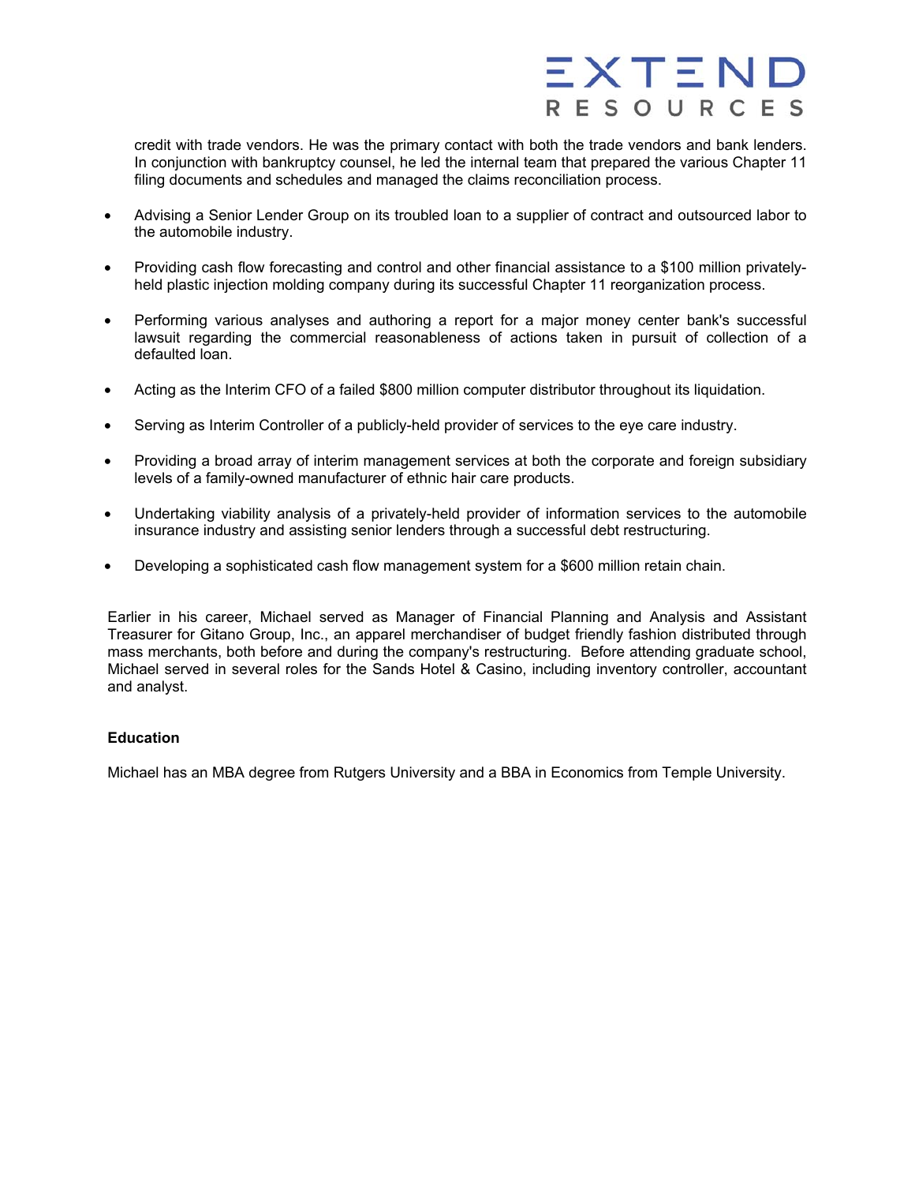credit with trade vendors. He was the primary contact with both the trade vendors and bank lenders. In conjunction with bankruptcy counsel, he led the internal team that prepared the various Chapter 11 filing documents and schedules and managed the claims reconciliation process.

- Advising a Senior Lender Group on its troubled loan to a supplier of contract and outsourced labor to the automobile industry.
- Providing cash flow forecasting and control and other financial assistance to a $100 million privately-held plastic injection molding company during its successful Chapter 11 reorganization process.
- Performing various analyses and authoring a report for a major money center bank's successful lawsuit regarding the commercial reasonableness of actions taken in pursuit of collection of a defaulted loan.
- Acting as the Interim CFO of a failed $800 million computer distributor throughout its liquidation.
- Serving as Interim Controller of a publicly-held provider of services to the eye care industry.
- Providing a broad array of interim management services at both the corporate and foreign subsidiary levels of a family-owned manufacturer of ethnic hair care products.
- Undertaking viability analysis of a privately-held provider of information services to the automobile insurance industry and assisting senior lenders through a successful debt restructuring.
- Developing a sophisticated cash flow management system for a $600 million retain chain.

Earlier in his career, Michael served as Manager of Financial Planning and Analysis and Assistant Treasurer for Gitano Group, Inc., an apparel merchandiser of budget friendly fashion distributed through mass merchants, both before and during the company's restructuring. Before attending graduate school, Michael served in several roles for the Sands Hotel & Casino, including inventory controller, accountant and analyst.

**Education**

Michael has an MBA degree from Rutgers University and a BBA in Economics from Temple University.